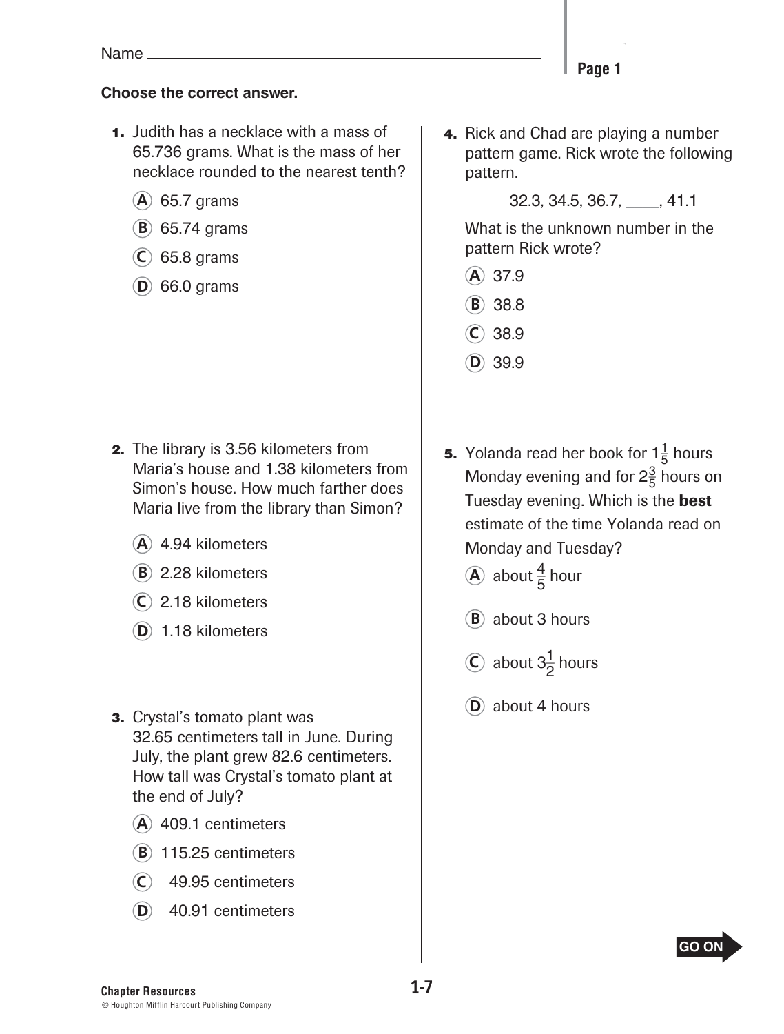Name ______________________________

**Choose the correct answer.**

**1.** Judith has a necklace with a mass of 65.736 grams. What is the mass of her necklace rounded to the nearest tenth?

- Ⓐ 65.7 grams
- Ⓑ 65.74 grams
- Ⓒ 65.8 grams
- Ⓓ 66.0 grams

**2.** The library is 3.56 kilometers from Maria's house and 1.38 kilometers from Simon's house. How much farther does Maria live from the library than Simon?

- Ⓐ 4.94 kilometers
- Ⓑ 2.28 kilometers
- Ⓒ 2.18 kilometers
- Ⓓ 1.18 kilometers

**3.** Crystal's tomato plant was 32.65 centimeters tall in June. During July, the plant grew 82.6 centimeters. How tall was Crystal's tomato plant at the end of July?

- Ⓐ 409.1 centimeters
- Ⓑ 115.25 centimeters
- Ⓒ 49.95 centimeters
- Ⓓ 40.91 centimeters

**4.** Rick and Chad are playing a number pattern game. Rick wrote the following pattern.

32.3, 34.5, 36.7, ____, 41.1

What is the unknown number in the pattern Rick wrote?

- Ⓐ 37.9
- Ⓑ 38.8
- Ⓒ 38.9
- Ⓓ 39.9

**5.** Yolanda read her book for $1\frac{1}{5}$ hours Monday evening and for $2\frac{3}{5}$ hours on Tuesday evening. Which is the **best** estimate of the time Yolanda read on Monday and Tuesday?

- Ⓐ about $\frac{4}{5}$ hour
- Ⓑ about 3 hours
- Ⓒ about $3\frac{1}{2}$ hours
- Ⓓ about 4 hours

GO ON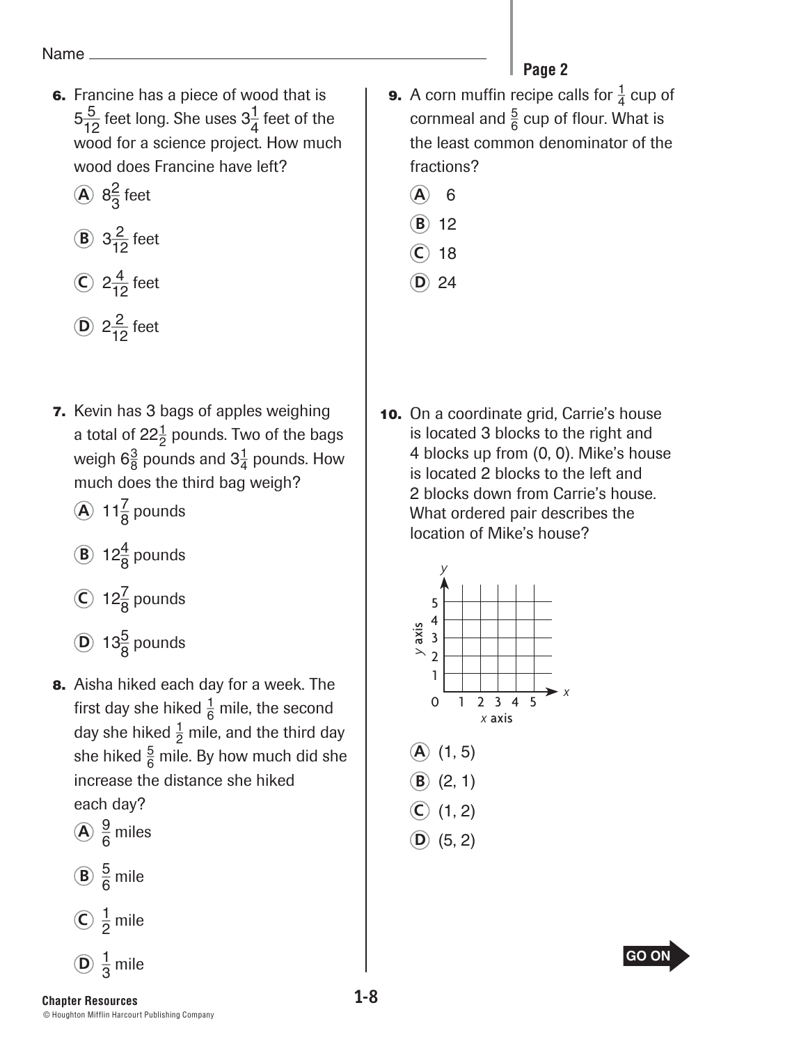Name ______________________________________

**Page 2**

**6.** Francine has a piece of wood that is $5\frac{5}{12}$ feet long. She uses $3\frac{1}{4}$ feet of the wood for a science project. How much wood does Francine have left?

Ⓐ $8\frac{2}{3}$ feet

Ⓑ $3\frac{2}{12}$ feet

Ⓒ $2\frac{4}{12}$ feet

Ⓓ $2\frac{2}{12}$ feet

**7.** Kevin has 3 bags of apples weighing a total of $22\frac{1}{2}$ pounds. Two of the bags weigh $6\frac{3}{8}$ pounds and $3\frac{1}{4}$ pounds. How much does the third bag weigh?

Ⓐ $11\frac{7}{8}$ pounds

Ⓑ $12\frac{4}{8}$ pounds

Ⓒ $12\frac{7}{8}$ pounds

Ⓓ $13\frac{5}{8}$ pounds

**8.** Aisha hiked each day for a week. The first day she hiked $\frac{1}{6}$ mile, the second day she hiked $\frac{1}{2}$ mile, and the third day she hiked $\frac{5}{6}$ mile. By how much did she increase the distance she hiked each day?

Ⓐ $\frac{9}{6}$ miles

Ⓑ $\frac{5}{6}$ mile

Ⓒ $\frac{1}{2}$ mile

Ⓓ $\frac{1}{3}$ mile

**9.** A corn muffin recipe calls for $\frac{1}{4}$ cup of cornmeal and $\frac{5}{6}$ cup of flour. What is the least common denominator of the fractions?

Ⓐ 6

Ⓑ 12

Ⓒ 18

Ⓓ 24

**10.** On a coordinate grid, Carrie's house is located 3 blocks to the right and 4 blocks up from (0, 0). Mike's house is located 2 blocks to the left and 2 blocks down from Carrie's house. What ordered pair describes the location of Mike's house?

Ⓐ (1, 5)

Ⓑ (2, 1)

Ⓒ (1, 2)

Ⓓ (5, 2)

GO ON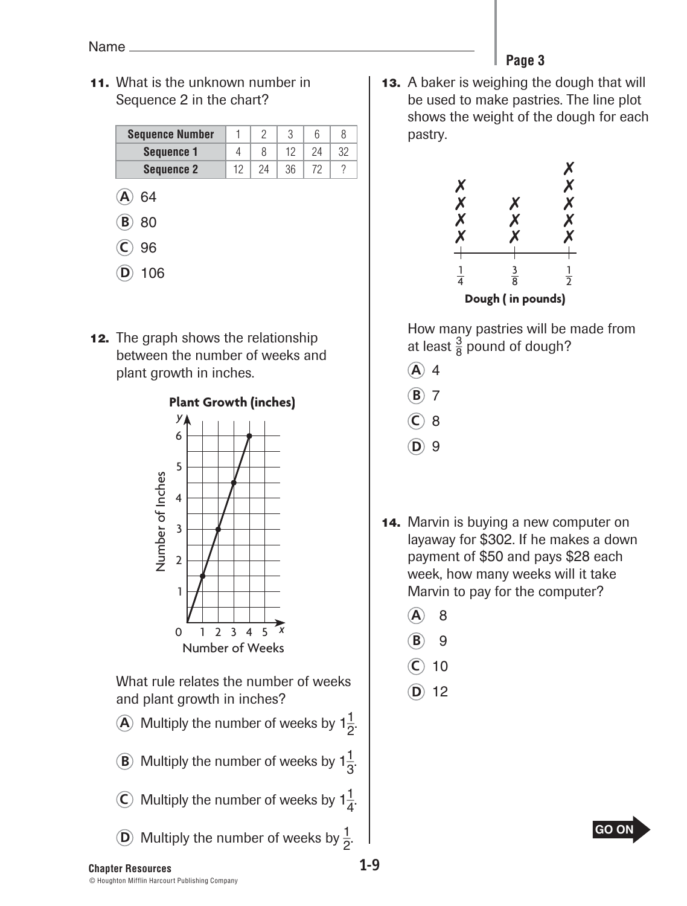Name ______________________________

11. What is the unknown number in Sequence 2 in the chart?

| Sequence Number | 1 | 2 | 3 | 6 | 8 |
|---|---|---|---|---|---|
| Sequence 1 | 4 | 8 | 12 | 24 | 32 |
| Sequence 2 | 12 | 24 | 36 | 72 | ? |

Ⓐ 64

Ⓑ 80

Ⓒ 96

Ⓓ 106

12. The graph shows the relationship between the number of weeks and plant growth in inches.

**Plant Growth (inches)**

What rule relates the number of weeks and plant growth in inches?

Ⓐ Multiply the number of weeks by $1\frac{1}{2}$.

Ⓑ Multiply the number of weeks by $1\frac{1}{3}$.

Ⓒ Multiply the number of weeks by $1\frac{1}{4}$.

Ⓓ Multiply the number of weeks by $\frac{1}{2}$.

13. A baker is weighing the dough that will be used to make pastries. The line plot shows the weight of the dough for each pastry.

**Dough ( in pounds)**

How many pastries will be made from at least $\frac{3}{8}$ pound of dough?

Ⓐ 4

Ⓑ 7

Ⓒ 8

Ⓓ 9

14. Marvin is buying a new computer on layaway for $302. If he makes a down payment of $50 and pays $28 each week, how many weeks will it take Marvin to pay for the computer?

Ⓐ 8

Ⓑ 9

Ⓒ 10

Ⓓ 12

GO ON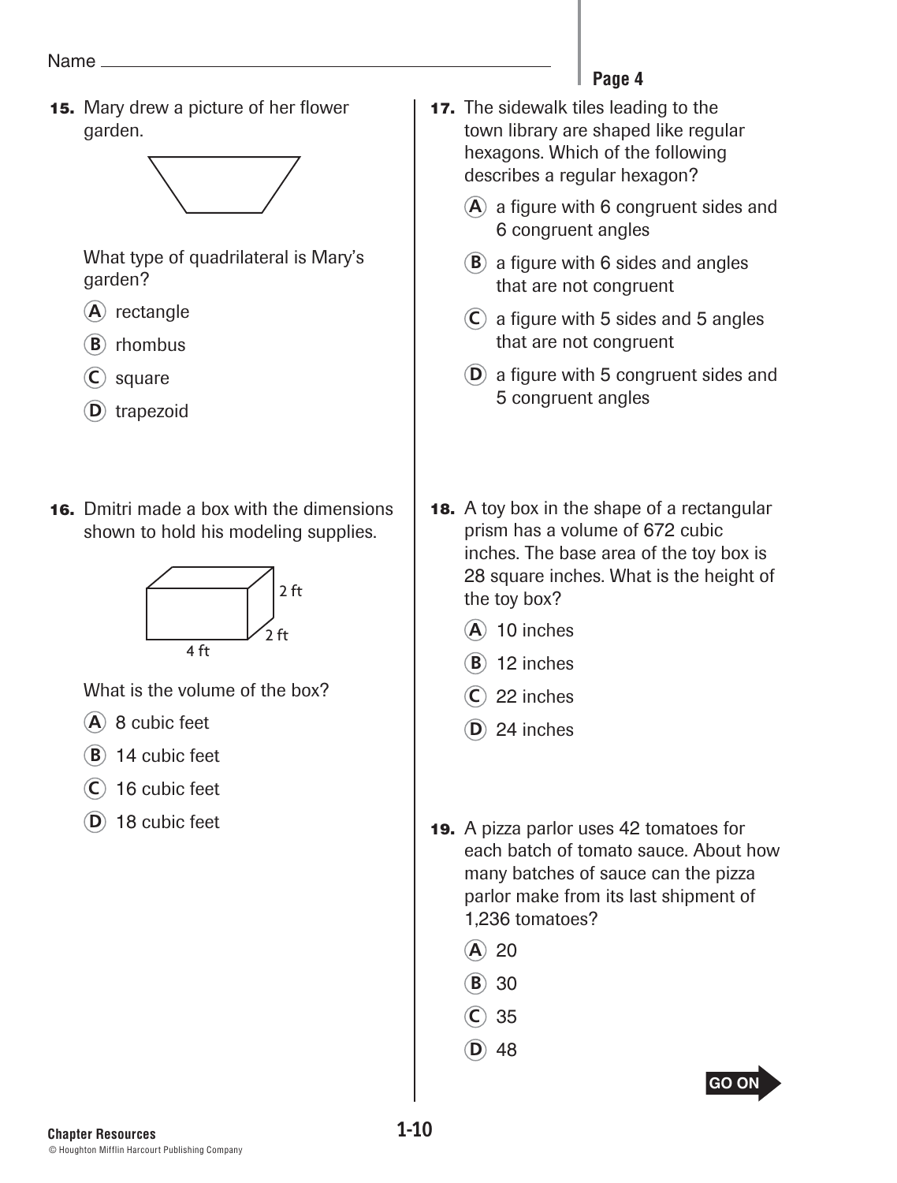Name ____________________

15. Mary drew a picture of her flower garden.

What type of quadrilateral is Mary's garden?

- (A) rectangle
- (B) rhombus
- (C) square
- (D) trapezoid

16. Dmitri made a box with the dimensions shown to hold his modeling supplies.

2 ft, 2 ft, 4 ft

What is the volume of the box?

- (A) 8 cubic feet
- (B) 14 cubic feet
- (C) 16 cubic feet
- (D) 18 cubic feet

17. The sidewalk tiles leading to the town library are shaped like regular hexagons. Which of the following describes a regular hexagon?

- (A) a figure with 6 congruent sides and 6 congruent angles
- (B) a figure with 6 sides and angles that are not congruent
- (C) a figure with 5 sides and 5 angles that are not congruent
- (D) a figure with 5 congruent sides and 5 congruent angles

18. A toy box in the shape of a rectangular prism has a volume of 672 cubic inches. The base area of the toy box is 28 square inches. What is the height of the toy box?

- (A) 10 inches
- (B) 12 inches
- (C) 22 inches
- (D) 24 inches

19. A pizza parlor uses 42 tomatoes for each batch of tomato sauce. About how many batches of sauce can the pizza parlor make from its last shipment of 1,236 tomatoes?

- (A) 20
- (B) 30
- (C) 35
- (D) 48

GO ON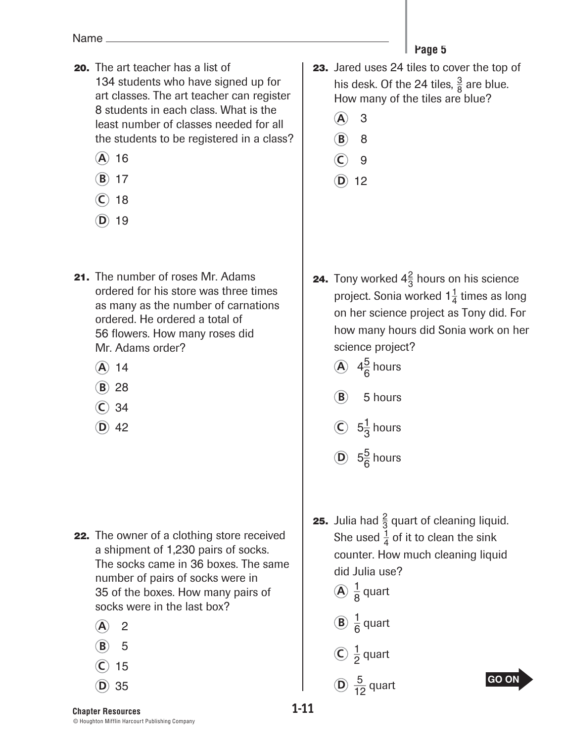Name ___________________________________

20. The art teacher has a list of 134 students who have signed up for art classes. The art teacher can register 8 students in each class. What is the least number of classes needed for all the students to be registered in a class?

   (A) 16
   (B) 17
   (C) 18
   (D) 19

21. The number of roses Mr. Adams ordered for his store was three times as many as the number of carnations ordered. He ordered a total of 56 flowers. How many roses did Mr. Adams order?

   (A) 14
   (B) 28
   (C) 34
   (D) 42

22. The owner of a clothing store received a shipment of 1,230 pairs of socks. The socks came in 36 boxes. The same number of pairs of socks were in 35 of the boxes. How many pairs of socks were in the last box?

   (A) 2
   (B) 5
   (C) 15
   (D) 35

23. Jared uses 24 tiles to cover the top of his desk. Of the 24 tiles, $\frac{3}{8}$ are blue. How many of the tiles are blue?

   (A) 3
   (B) 8
   (C) 9
   (D) 12

24. Tony worked $4\frac{2}{3}$ hours on his science project. Sonia worked $1\frac{1}{4}$ times as long on her science project as Tony did. For how many hours did Sonia work on her science project?

   (A) $4\frac{5}{6}$ hours
   (B) 5 hours
   (C) $5\frac{1}{3}$ hours
   (D) $5\frac{5}{6}$ hours

25. Julia had $\frac{2}{3}$ quart of cleaning liquid. She used $\frac{1}{4}$ of it to clean the sink counter. How much cleaning liquid did Julia use?

   (A) $\frac{1}{8}$ quart
   (B) $\frac{1}{6}$ quart
   (C) $\frac{1}{2}$ quart
   (D) $\frac{5}{12}$ quart

GO ON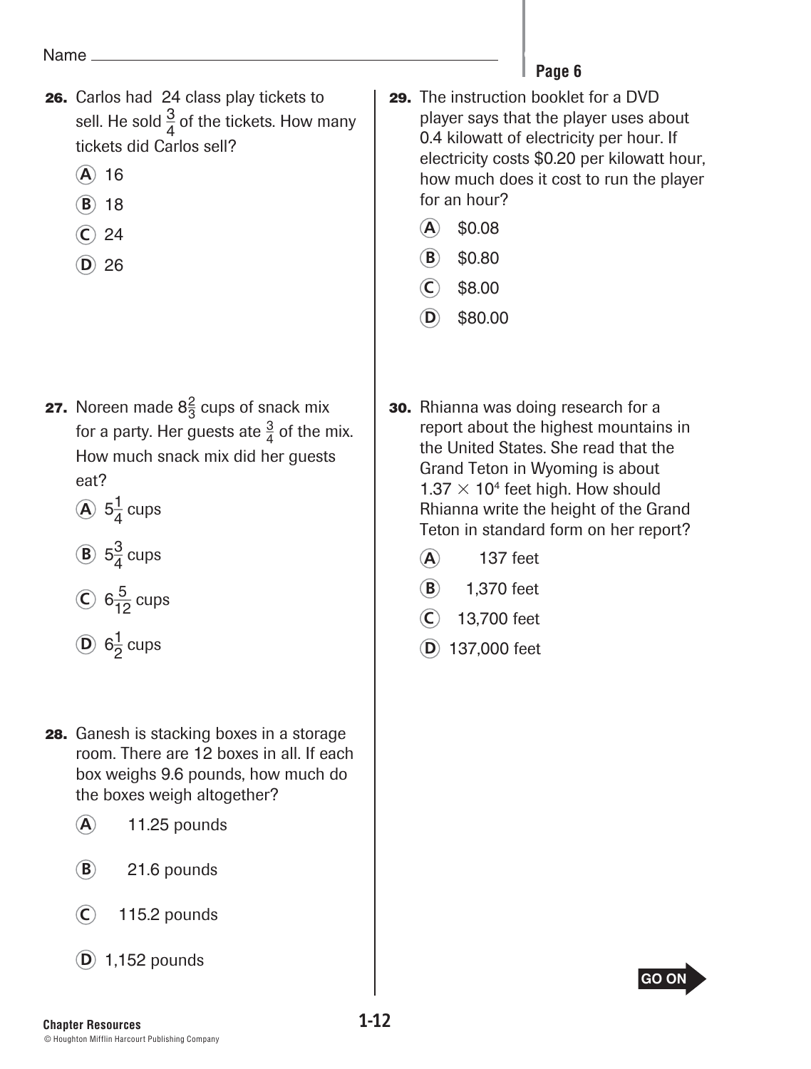Name

**26.** Carlos had 24 class play tickets to sell. He sold $\frac{3}{4}$ of the tickets. How many tickets did Carlos sell?

- Ⓐ 16
- Ⓑ 18
- Ⓒ 24
- Ⓓ 26

**27.** Noreen made $8\frac{2}{3}$ cups of snack mix for a party. Her guests ate $\frac{3}{4}$ of the mix. How much snack mix did her guests eat?

- Ⓐ $5\frac{1}{4}$ cups
- Ⓑ $5\frac{3}{4}$ cups
- Ⓒ $6\frac{5}{12}$ cups
- Ⓓ $6\frac{1}{2}$ cups

**28.** Ganesh is stacking boxes in a storage room. There are 12 boxes in all. If each box weighs 9.6 pounds, how much do the boxes weigh altogether?

- Ⓐ 11.25 pounds
- Ⓑ 21.6 pounds
- Ⓒ 115.2 pounds
- Ⓓ 1,152 pounds

**29.** The instruction booklet for a DVD player says that the player uses about 0.4 kilowatt of electricity per hour. If electricity costs $0.20 per kilowatt hour, how much does it cost to run the player for an hour?

- Ⓐ $0.08
- Ⓑ $0.80
- Ⓒ $8.00
- Ⓓ $80.00

**30.** Rhianna was doing research for a report about the highest mountains in the United States. She read that the Grand Teton in Wyoming is about $1.37 \times 10^4$ feet high. How should Rhianna write the height of the Grand Teton in standard form on her report?

- Ⓐ 137 feet
- Ⓑ 1,370 feet
- Ⓒ 13,700 feet
- Ⓓ 137,000 feet

GO ON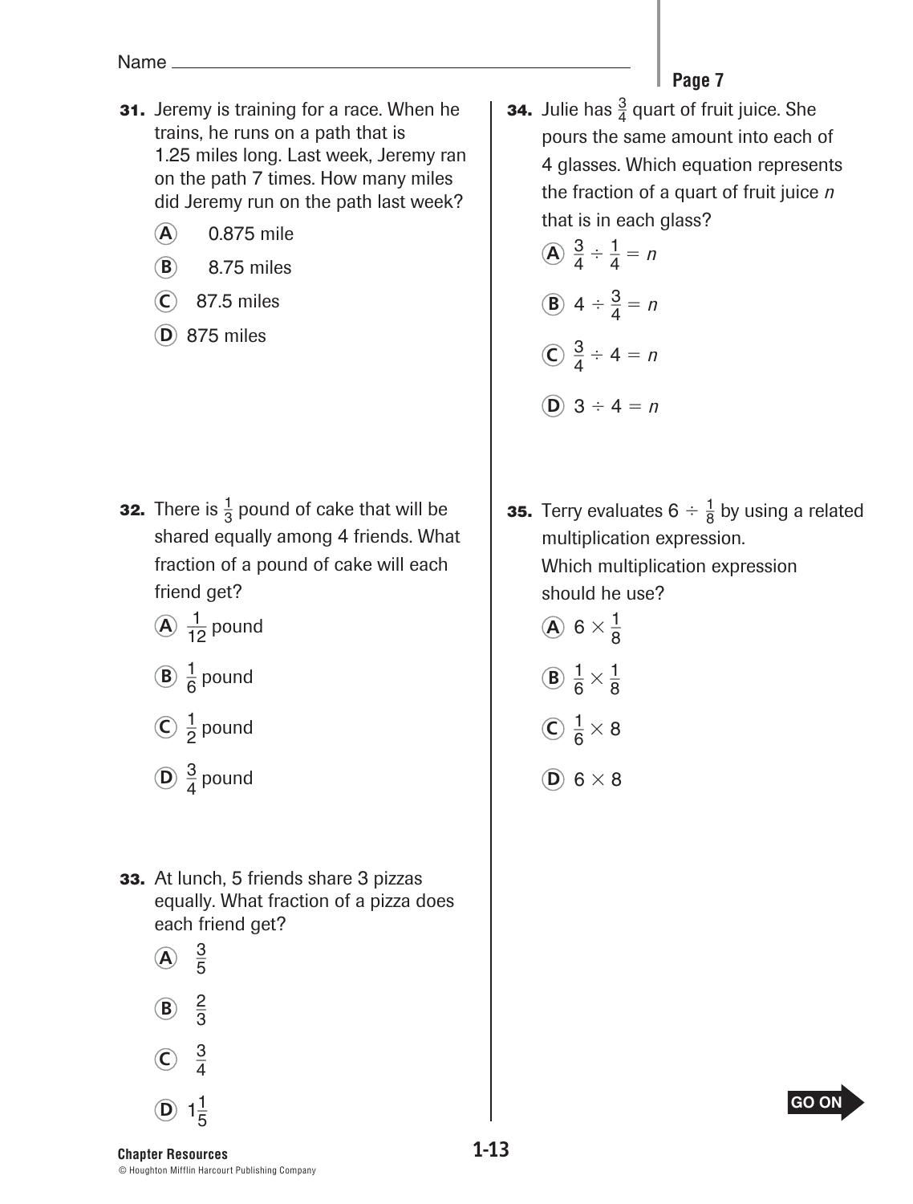Name ______________________________________________

**31.** Jeremy is training for a race. When he trains, he runs on a path that is 1.25 miles long. Last week, Jeremy ran on the path 7 times. How many miles did Jeremy run on the path last week?

- (A) 0.875 mile
- (B) 8.75 miles
- (C) 87.5 miles
- (D) 875 miles

**32.** There is $\frac{1}{3}$ pound of cake that will be shared equally among 4 friends. What fraction of a pound of cake will each friend get?

- (A) $\frac{1}{12}$ pound
- (B) $\frac{1}{6}$ pound
- (C) $\frac{1}{2}$ pound
- (D) $\frac{3}{4}$ pound

**33.** At lunch, 5 friends share 3 pizzas equally. What fraction of a pizza does each friend get?

- (A) $\frac{3}{5}$
- (B) $\frac{2}{3}$
- (C) $\frac{3}{4}$
- (D) $1\frac{1}{5}$

**34.** Julie has $\frac{3}{4}$ quart of fruit juice. She pours the same amount into each of 4 glasses. Which equation represents the fraction of a quart of fruit juice $n$ that is in each glass?

- (A) $\frac{3}{4} \div \frac{1}{4} = n$
- (B) $4 \div \frac{3}{4} = n$
- (C) $\frac{3}{4} \div 4 = n$
- (D) $3 \div 4 = n$

**35.** Terry evaluates $6 \div \frac{1}{8}$ by using a related multiplication expression.
Which multiplication expression should he use?

- (A) $6 \times \frac{1}{8}$
- (B) $\frac{1}{6} \times \frac{1}{8}$
- (C) $\frac{1}{6} \times 8$
- (D) $6 \times 8$

GO ON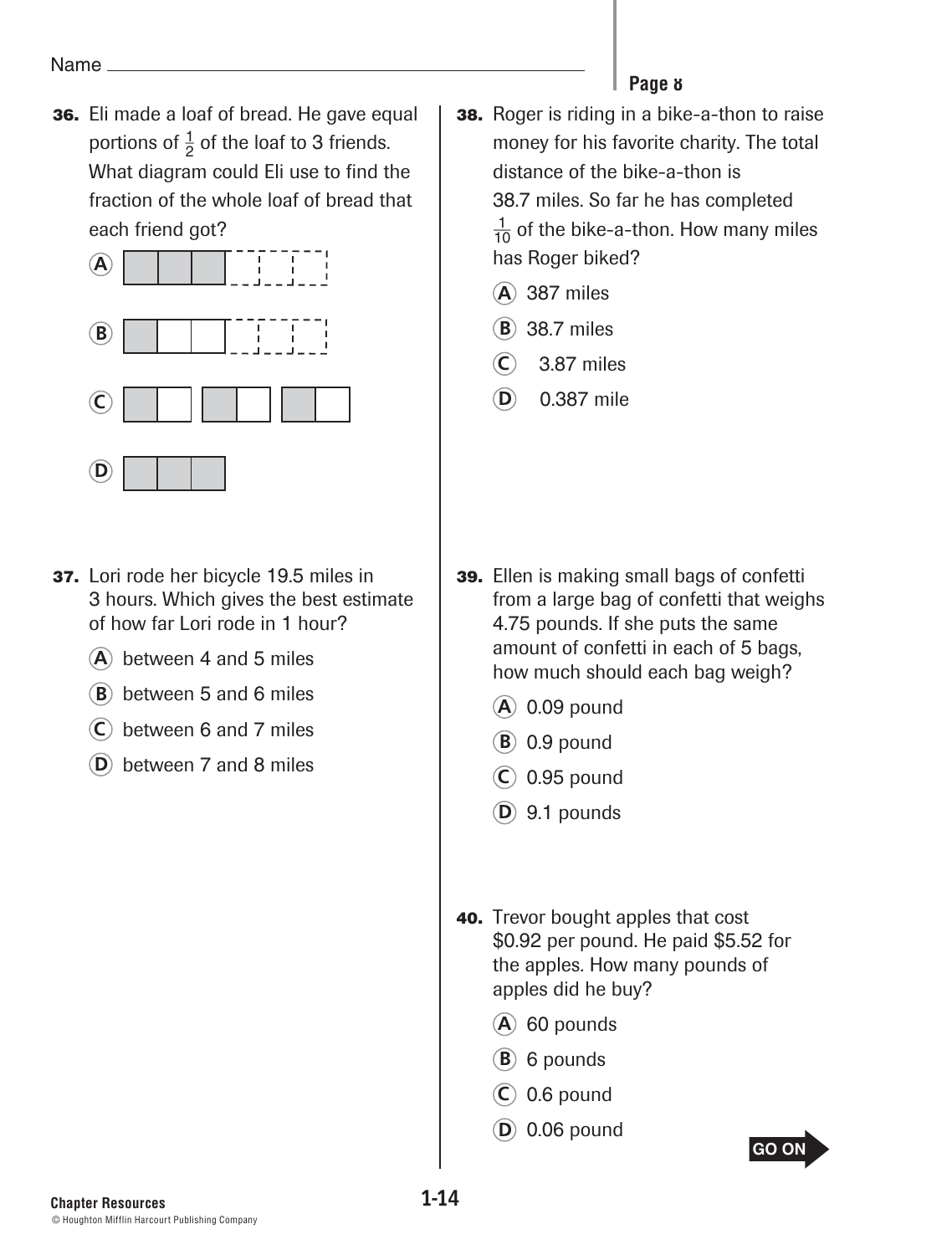Name

36. Eli made a loaf of bread. He gave equal portions of $\frac{1}{2}$ of the loaf to 3 friends. What diagram could Eli use to find the fraction of the whole loaf of bread that each friend got?

Ⓐ

Ⓑ

Ⓒ

Ⓓ

37. Lori rode her bicycle 19.5 miles in 3 hours. Which gives the best estimate of how far Lori rode in 1 hour?

Ⓐ between 4 and 5 miles

Ⓑ between 5 and 6 miles

Ⓒ between 6 and 7 miles

Ⓓ between 7 and 8 miles

38. Roger is riding in a bike-a-thon to raise money for his favorite charity. The total distance of the bike-a-thon is 38.7 miles. So far he has completed $\frac{1}{10}$ of the bike-a-thon. How many miles has Roger biked?

Ⓐ 387 miles

Ⓑ 38.7 miles

Ⓒ 3.87 miles

Ⓓ 0.387 mile

39. Ellen is making small bags of confetti from a large bag of confetti that weighs 4.75 pounds. If she puts the same amount of confetti in each of 5 bags, how much should each bag weigh?

Ⓐ 0.09 pound

Ⓑ 0.9 pound

Ⓒ 0.95 pound

Ⓓ 9.1 pounds

40. Trevor bought apples that cost $0.92 per pound. He paid $5.52 for the apples. How many pounds of apples did he buy?

Ⓐ 60 pounds

Ⓑ 6 pounds

Ⓒ 0.6 pound

Ⓓ 0.06 pound

GO ON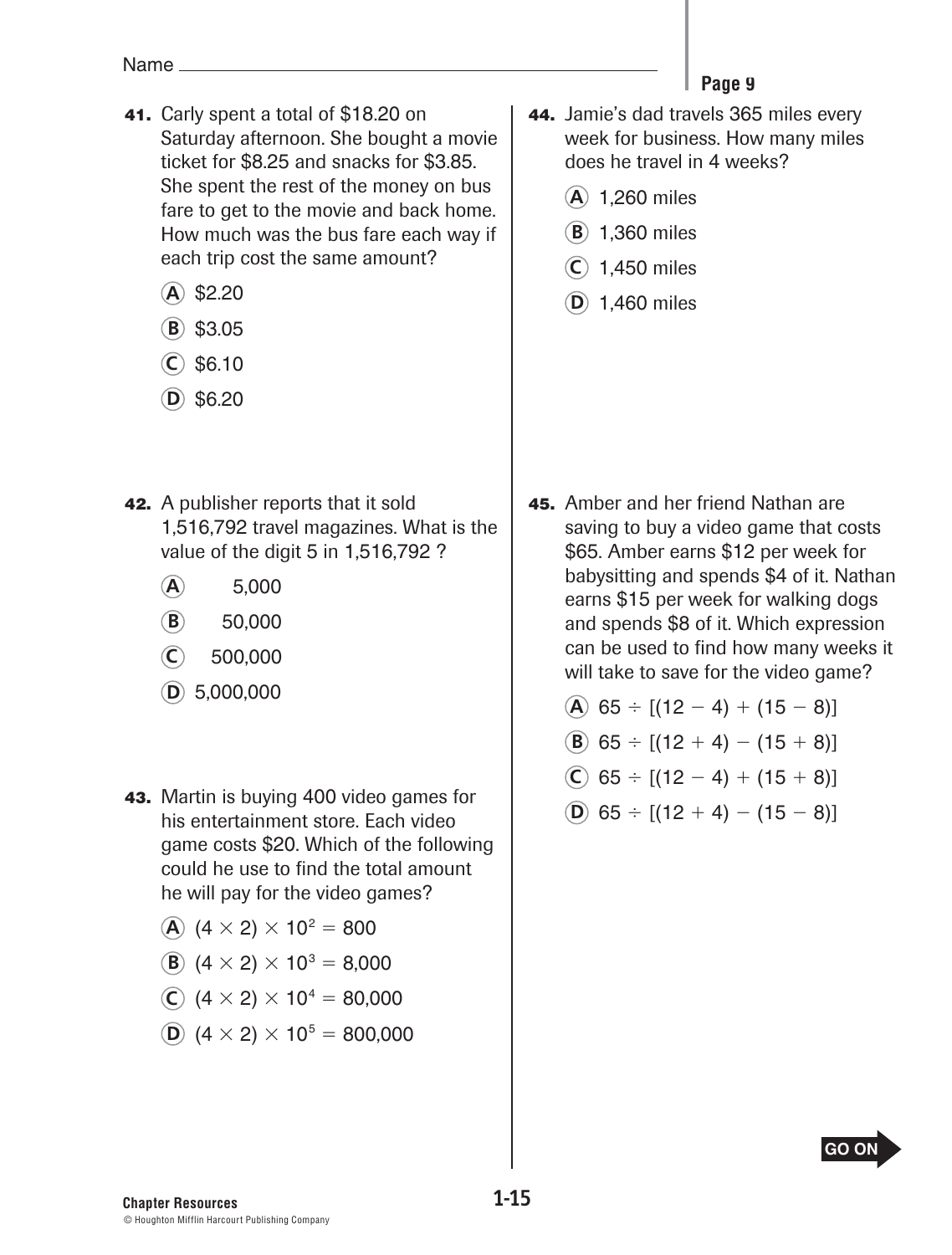Name ______________________________

**41.** Carly spent a total of $18.20 on Saturday afternoon. She bought a movie ticket for $8.25 and snacks for $3.85. She spent the rest of the money on bus fare to get to the movie and back home. How much was the bus fare each way if each trip cost the same amount?

- (A) $2.20
- (B) $3.05
- (C) $6.10
- (D) $6.20

**42.** A publisher reports that it sold 1,516,792 travel magazines. What is the value of the digit 5 in 1,516,792 ?

- (A) 5,000
- (B) 50,000
- (C) 500,000
- (D) 5,000,000

**43.** Martin is buying 400 video games for his entertainment store. Each video game costs $20. Which of the following could he use to find the total amount he will pay for the video games?

- (A) $(4 \times 2) \times 10^2 = 800$
- (B) $(4 \times 2) \times 10^3 = 8{,}000$
- (C) $(4 \times 2) \times 10^4 = 80{,}000$
- (D) $(4 \times 2) \times 10^5 = 800{,}000$

**44.** Jamie's dad travels 365 miles every week for business. How many miles does he travel in 4 weeks?

- (A) 1,260 miles
- (B) 1,360 miles
- (C) 1,450 miles
- (D) 1,460 miles

**45.** Amber and her friend Nathan are saving to buy a video game that costs $65. Amber earns $12 per week for babysitting and spends $4 of it. Nathan earns $15 per week for walking dogs and spends $8 of it. Which expression can be used to find how many weeks it will take to save for the video game?

- (A) $65 \div [(12 - 4) + (15 - 8)]$
- (B) $65 \div [(12 + 4) - (15 + 8)]$
- (C) $65 \div [(12 - 4) + (15 + 8)]$
- (D) $65 \div [(12 + 4) - (15 - 8)]$

GO ON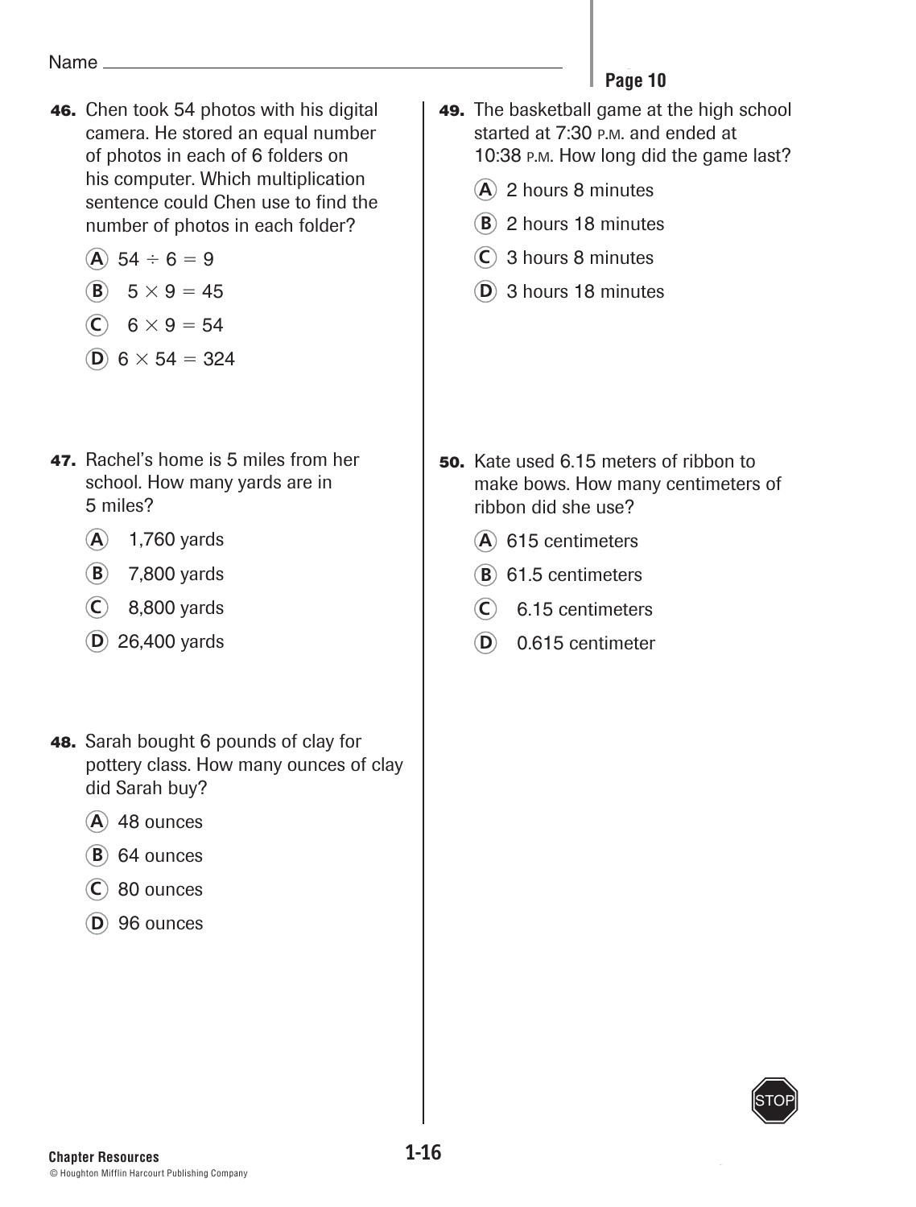Name

46. Chen took 54 photos with his digital camera. He stored an equal number of photos in each of 6 folders on his computer. Which multiplication sentence could Chen use to find the number of photos in each folder?

- Ⓐ $54 \div 6 = 9$
- Ⓑ $5 \times 9 = 45$
- Ⓒ $6 \times 9 = 54$
- Ⓓ $6 \times 54 = 324$

47. Rachel's home is 5 miles from her school. How many yards are in 5 miles?

- Ⓐ 1,760 yards
- Ⓑ 7,800 yards
- Ⓒ 8,800 yards
- Ⓓ 26,400 yards

48. Sarah bought 6 pounds of clay for pottery class. How many ounces of clay did Sarah buy?

- Ⓐ 48 ounces
- Ⓑ 64 ounces
- Ⓒ 80 ounces
- Ⓓ 96 ounces

49. The basketball game at the high school started at 7:30 P.M. and ended at 10:38 P.M. How long did the game last?

- Ⓐ 2 hours 8 minutes
- Ⓑ 2 hours 18 minutes
- Ⓒ 3 hours 8 minutes
- Ⓓ 3 hours 18 minutes

50. Kate used 6.15 meters of ribbon to make bows. How many centimeters of ribbon did she use?

- Ⓐ 615 centimeters
- Ⓑ 61.5 centimeters
- Ⓒ 6.15 centimeters
- Ⓓ 0.615 centimeter

STOP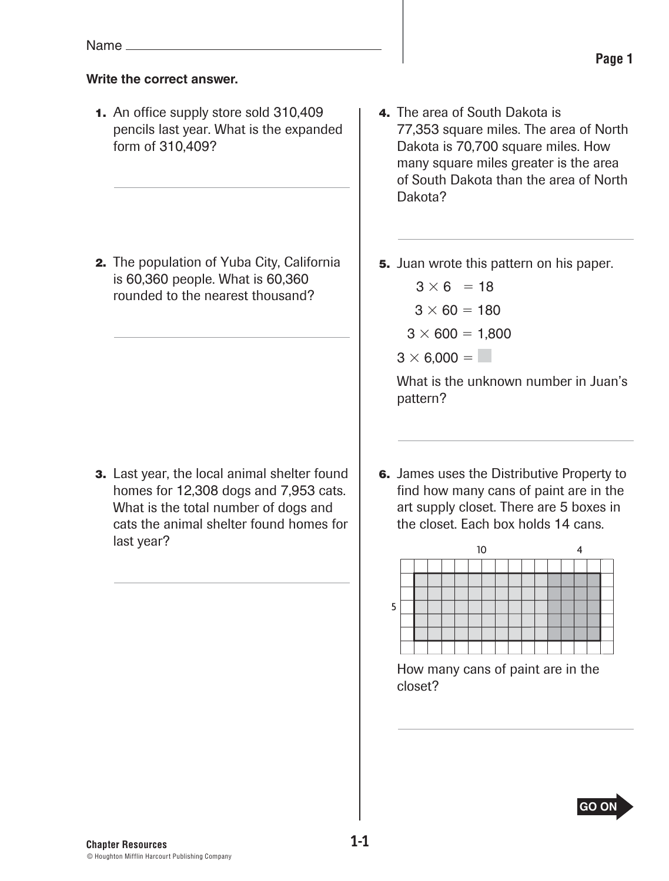Name ______________________________

**Write the correct answer.**

1. An office supply store sold 310,409 pencils last year. What is the expanded form of 310,409?

______________________________

2. The population of Yuba City, California is 60,360 people. What is 60,360 rounded to the nearest thousand?

______________________________

3. Last year, the local animal shelter found homes for 12,308 dogs and 7,953 cats. What is the total number of dogs and cats the animal shelter found homes for last year?

______________________________

4. The area of South Dakota is 77,353 square miles. The area of North Dakota is 70,700 square miles. How many square miles greater is the area of South Dakota than the area of North Dakota?

______________________________

5. Juan wrote this pattern on his paper.

   $3 \times 6 = 18$

   $3 \times 60 = 180$

   $3 \times 600 = 1{,}800$

   $3 \times 6{,}000 = \square$

   What is the unknown number in Juan's pattern?

______________________________

6. James uses the Distributive Property to find how many cans of paint are in the art supply closet. There are 5 boxes in the closet. Each box holds 14 cans.

   10 &nbsp;&nbsp;&nbsp;&nbsp; 4

   5

   How many cans of paint are in the closet?

______________________________

GO ON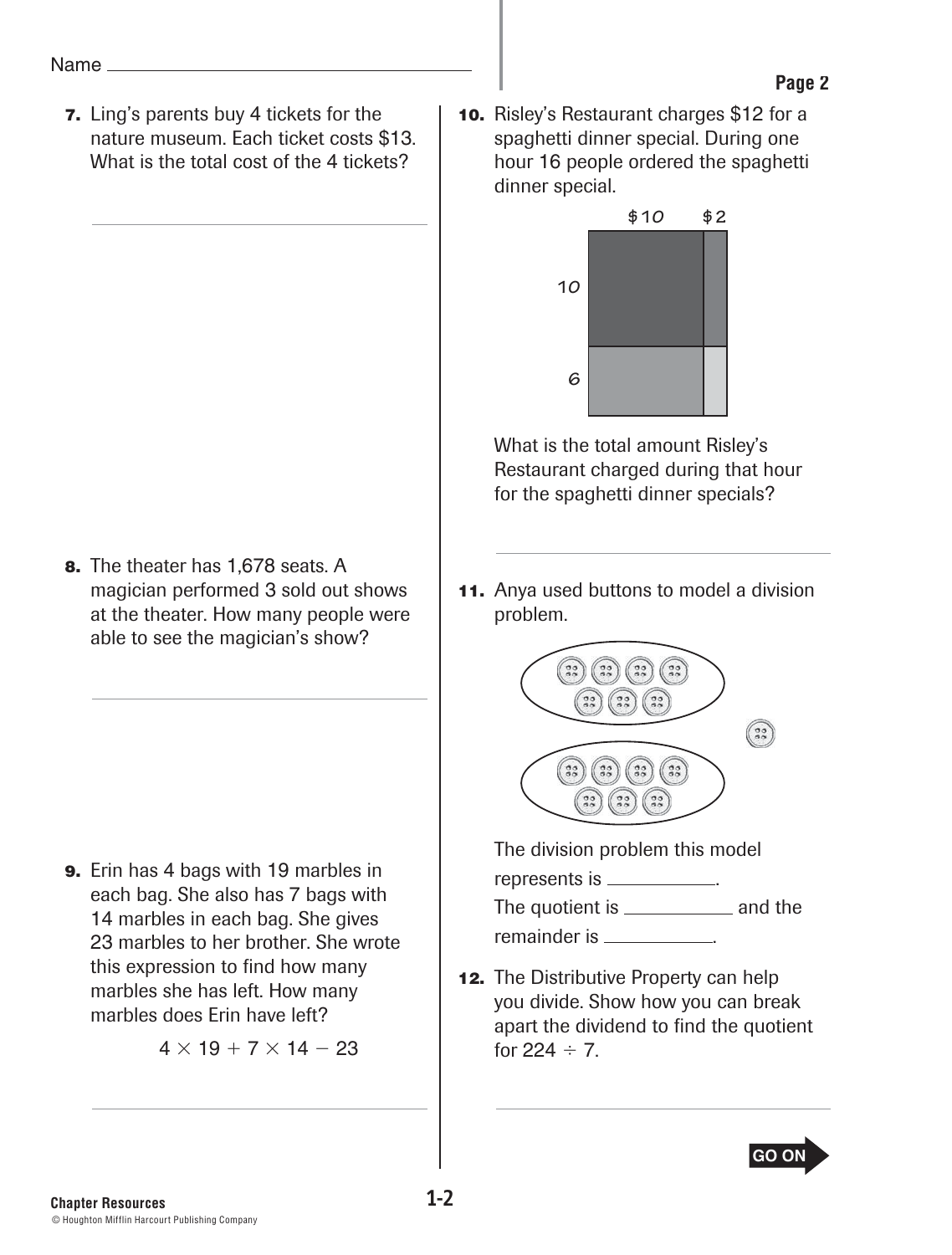Name ______________________________

**Page 2**

**7.** Ling's parents buy 4 tickets for the nature museum. Each ticket costs $13. What is the total cost of the 4 tickets?

______________________________

**8.** The theater has 1,678 seats. A magician performed 3 sold out shows at the theater. How many people were able to see the magician's show?

______________________________

**9.** Erin has 4 bags with 19 marbles in each bag. She also has 7 bags with 14 marbles in each bag. She gives 23 marbles to her brother. She wrote this expression to find how many marbles she has left. How many marbles does Erin have left?

$$4 \times 19 + 7 \times 14 - 23$$

______________________________

**10.** Risley's Restaurant charges $12 for a spaghetti dinner special. During one hour 16 people ordered the spaghetti dinner special.

| | $10 | $2 |
|---|---|---|
| 10 | | |
| 6 | | |

What is the total amount Risley's Restaurant charged during that hour for the spaghetti dinner specials?

______________________________

**11.** Anya used buttons to model a division problem.

The division problem this model represents is __________.
The quotient is __________ and the remainder is __________.

**12.** The Distributive Property can help you divide. Show how you can break apart the dividend to find the quotient for $224 \div 7$.

______________________________

**GO ON**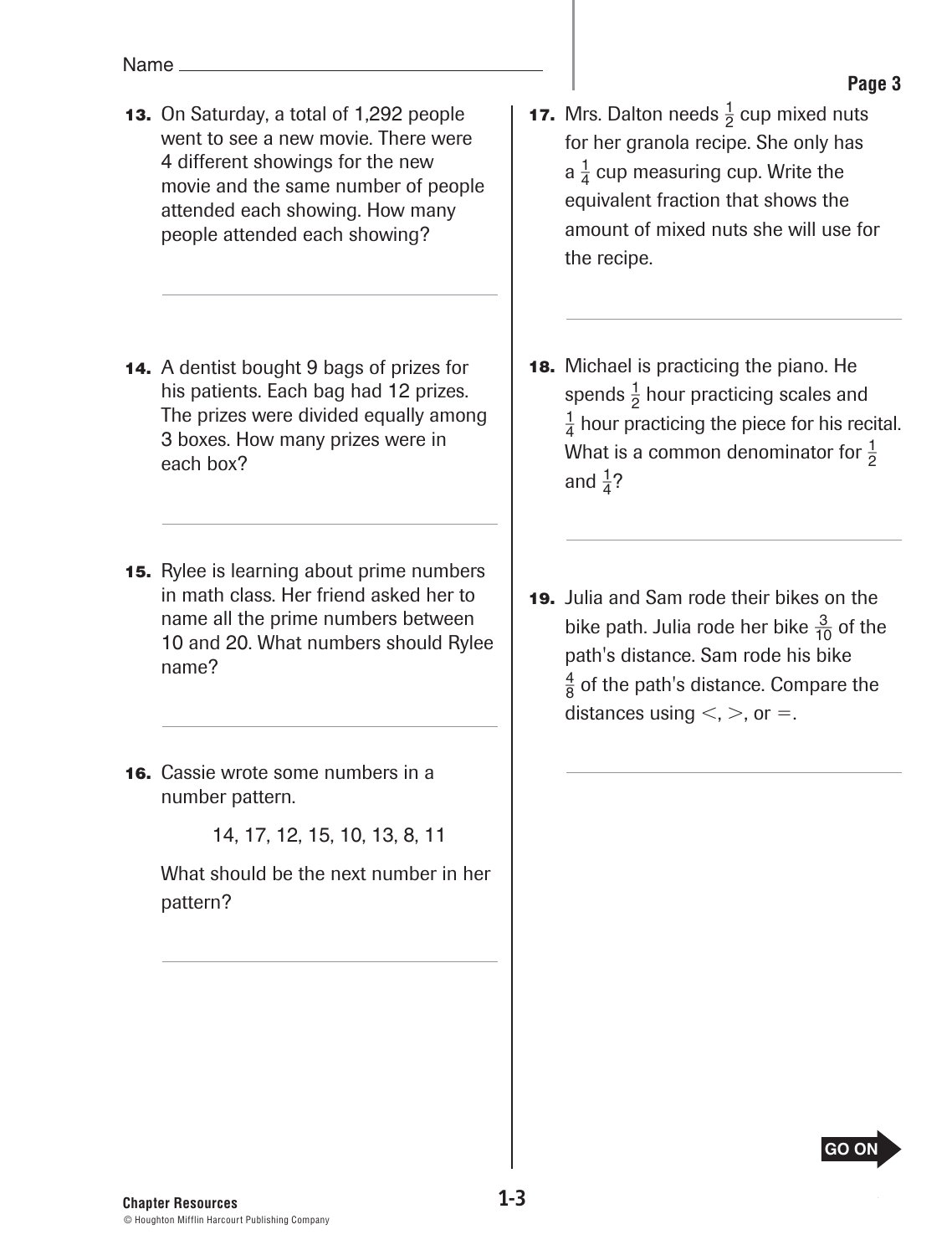Name ______________________________

13. On Saturday, a total of 1,292 people went to see a new movie. There were 4 different showings for the new movie and the same number of people attended each showing. How many people attended each showing?

______________________________

14. A dentist bought 9 bags of prizes for his patients. Each bag had 12 prizes. The prizes were divided equally among 3 boxes. How many prizes were in each box?

______________________________

15. Rylee is learning about prime numbers in math class. Her friend asked her to name all the prime numbers between 10 and 20. What numbers should Rylee name?

______________________________

16. Cassie wrote some numbers in a number pattern.

14, 17, 12, 15, 10, 13, 8, 11

What should be the next number in her pattern?

______________________________

17. Mrs. Dalton needs $\frac{1}{2}$ cup mixed nuts for her granola recipe. She only has a $\frac{1}{4}$ cup measuring cup. Write the equivalent fraction that shows the amount of mixed nuts she will use for the recipe.

______________________________

18. Michael is practicing the piano. He spends $\frac{1}{2}$ hour practicing scales and $\frac{1}{4}$ hour practicing the piece for his recital. What is a common denominator for $\frac{1}{2}$ and $\frac{1}{4}$?

______________________________

19. Julia and Sam rode their bikes on the bike path. Julia rode her bike $\frac{3}{10}$ of the path's distance. Sam rode his bike $\frac{4}{8}$ of the path's distance. Compare the distances using $<$, $>$, or $=$.

______________________________

GO ON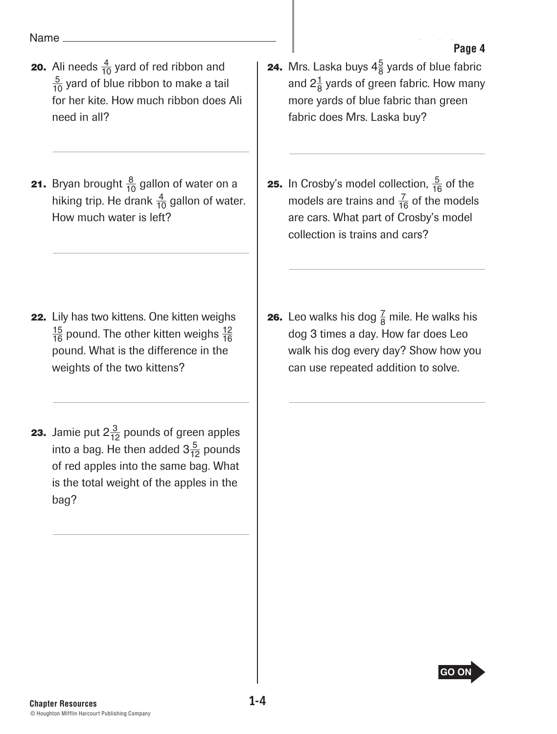Name

20. Ali needs $\frac{4}{10}$ yard of red ribbon and $\frac{5}{10}$ yard of blue ribbon to make a tail for her kite. How much ribbon does Ali need in all?

_______________

21. Bryan brought $\frac{8}{10}$ gallon of water on a hiking trip. He drank $\frac{4}{10}$ gallon of water. How much water is left?

_______________

22. Lily has two kittens. One kitten weighs $\frac{15}{16}$ pound. The other kitten weighs $\frac{12}{16}$ pound. What is the difference in the weights of the two kittens?

_______________

23. Jamie put $2\frac{3}{12}$ pounds of green apples into a bag. He then added $3\frac{5}{12}$ pounds of red apples into the same bag. What is the total weight of the apples in the bag?

_______________

24. Mrs. Laska buys $4\frac{5}{8}$ yards of blue fabric and $2\frac{1}{8}$ yards of green fabric. How many more yards of blue fabric than green fabric does Mrs. Laska buy?

_______________

25. In Crosby's model collection, $\frac{5}{16}$ of the models are trains and $\frac{7}{16}$ of the models are cars. What part of Crosby's model collection is trains and cars?

_______________

26. Leo walks his dog $\frac{7}{8}$ mile. He walks his dog 3 times a day. How far does Leo walk his dog every day? Show how you can use repeated addition to solve.

_______________

GO ON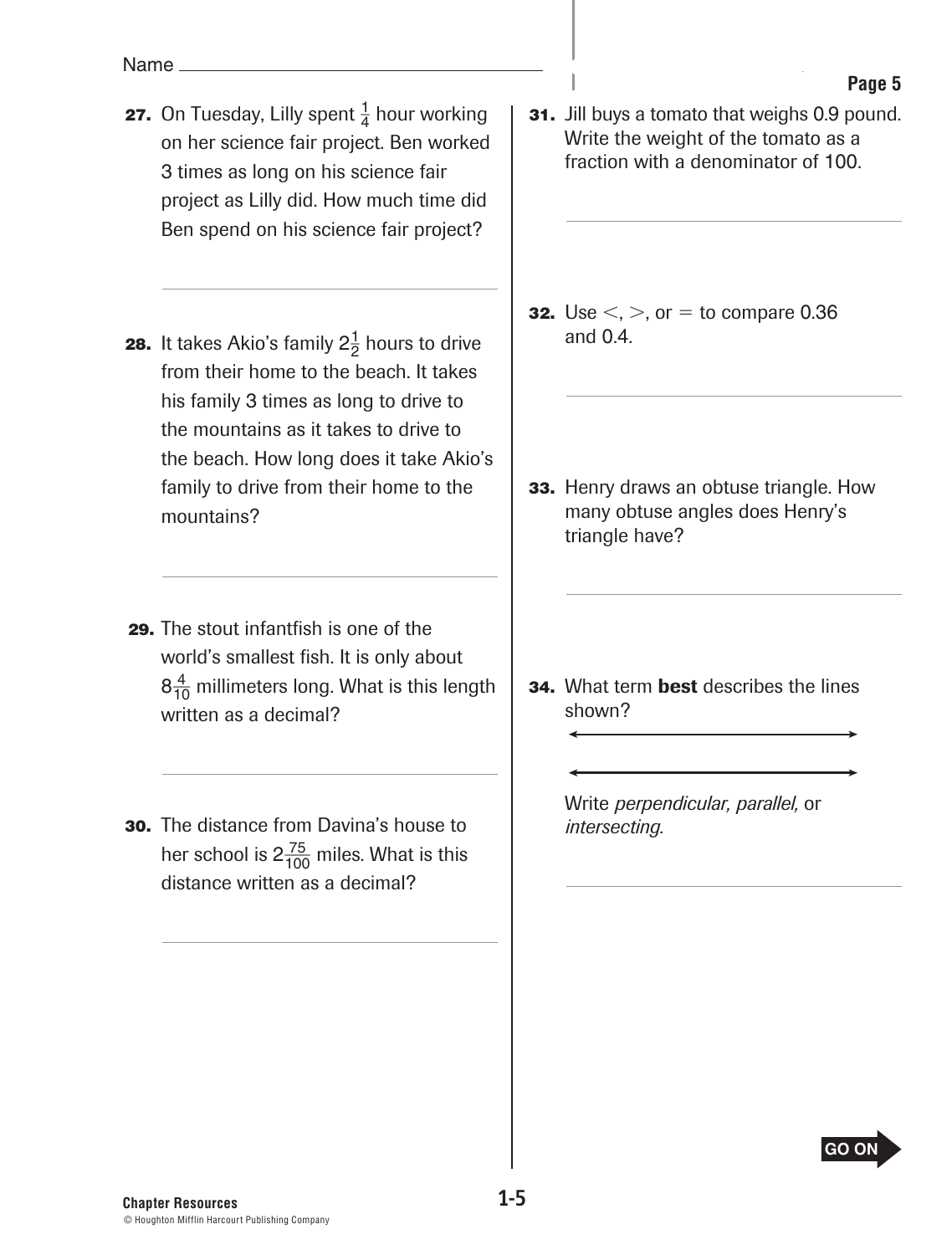Name ______________________________

27. On Tuesday, Lilly spent $\frac{1}{4}$ hour working on her science fair project. Ben worked 3 times as long on his science fair project as Lilly did. How much time did Ben spend on his science fair project?

______________________________

28. It takes Akio's family $2\frac{1}{2}$ hours to drive from their home to the beach. It takes his family 3 times as long to drive to the mountains as it takes to drive to the beach. How long does it take Akio's family to drive from their home to the mountains?

______________________________

29. The stout infantfish is one of the world's smallest fish. It is only about $8\frac{4}{10}$ millimeters long. What is this length written as a decimal?

______________________________

30. The distance from Davina's house to her school is $2\frac{75}{100}$ miles. What is this distance written as a decimal?

______________________________

31. Jill buys a tomato that weighs 0.9 pound. Write the weight of the tomato as a fraction with a denominator of 100.

______________________________

32. Use $<$, $>$, or $=$ to compare 0.36 and 0.4.

______________________________

33. Henry draws an obtuse triangle. How many obtuse angles does Henry's triangle have?

______________________________

34. What term **best** describes the lines shown?

Write *perpendicular, parallel,* or *intersecting.*

______________________________

GO ON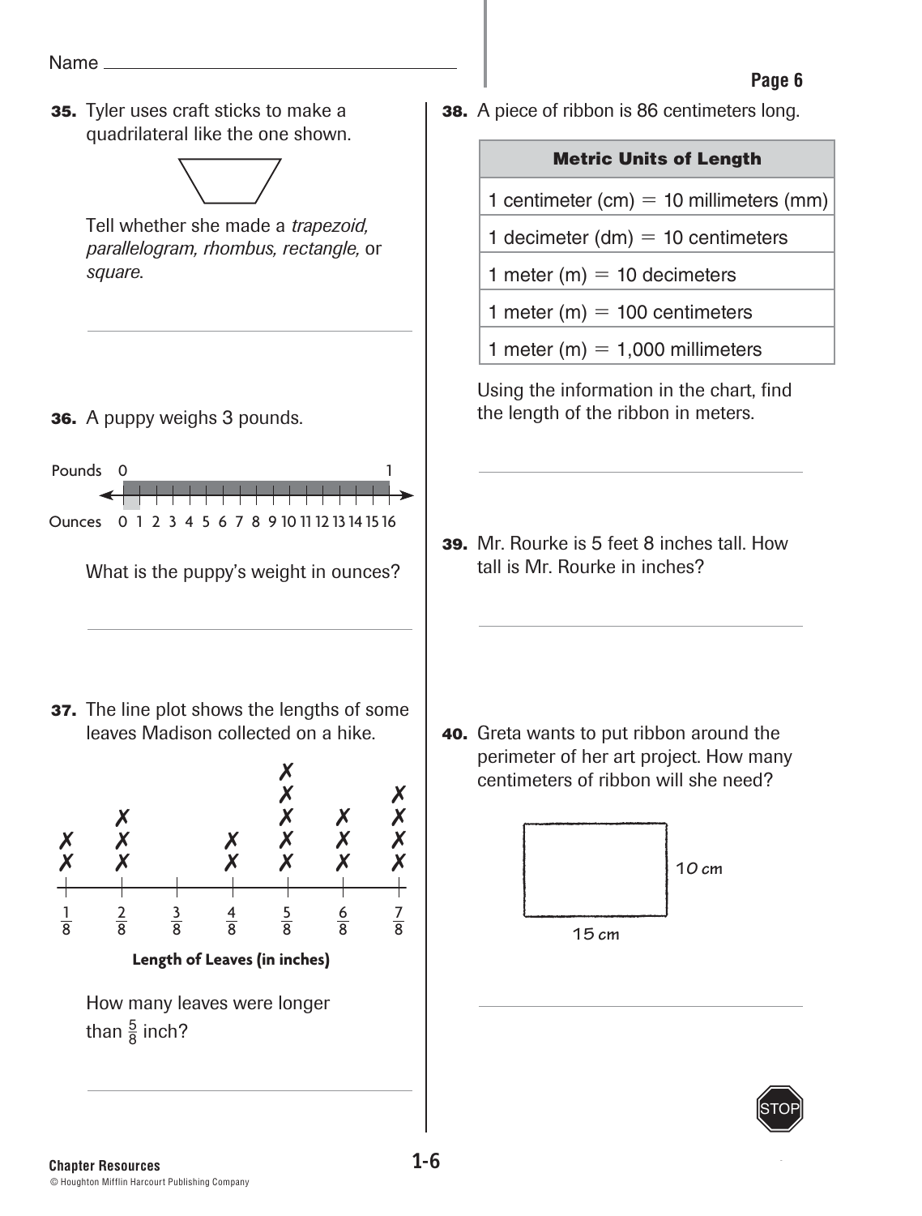Name

**35.** Tyler uses craft sticks to make a quadrilateral like the one shown.

Tell whether she made a *trapezoid, parallelogram, rhombus, rectangle,* or *square*.

**36.** A puppy weighs 3 pounds.

Pounds 0 1

Ounces 0 1 2 3 4 5 6 7 8 9 10 11 12 13 14 15 16

What is the puppy's weight in ounces?

**37.** The line plot shows the lengths of some leaves Madison collected on a hike.

$\frac{1}{8}$ $\frac{2}{8}$ $\frac{3}{8}$ $\frac{4}{8}$ $\frac{5}{8}$ $\frac{6}{8}$ $\frac{7}{8}$

**Length of Leaves (in inches)**

How many leaves were longer than $\frac{5}{8}$ inch?

**38.** A piece of ribbon is 86 centimeters long.

| Metric Units of Length |
|---|
| 1 centimeter (cm) = 10 millimeters (mm) |
| 1 decimeter (dm) = 10 centimeters |
| 1 meter (m) = 10 decimeters |
| 1 meter (m) = 100 centimeters |
| 1 meter (m) = 1,000 millimeters |

Using the information in the chart, find the length of the ribbon in meters.

**39.** Mr. Rourke is 5 feet 8 inches tall. How tall is Mr. Rourke in inches?

**40.** Greta wants to put ribbon around the perimeter of her art project. How many centimeters of ribbon will she need?

10 cm

15 cm

STOP